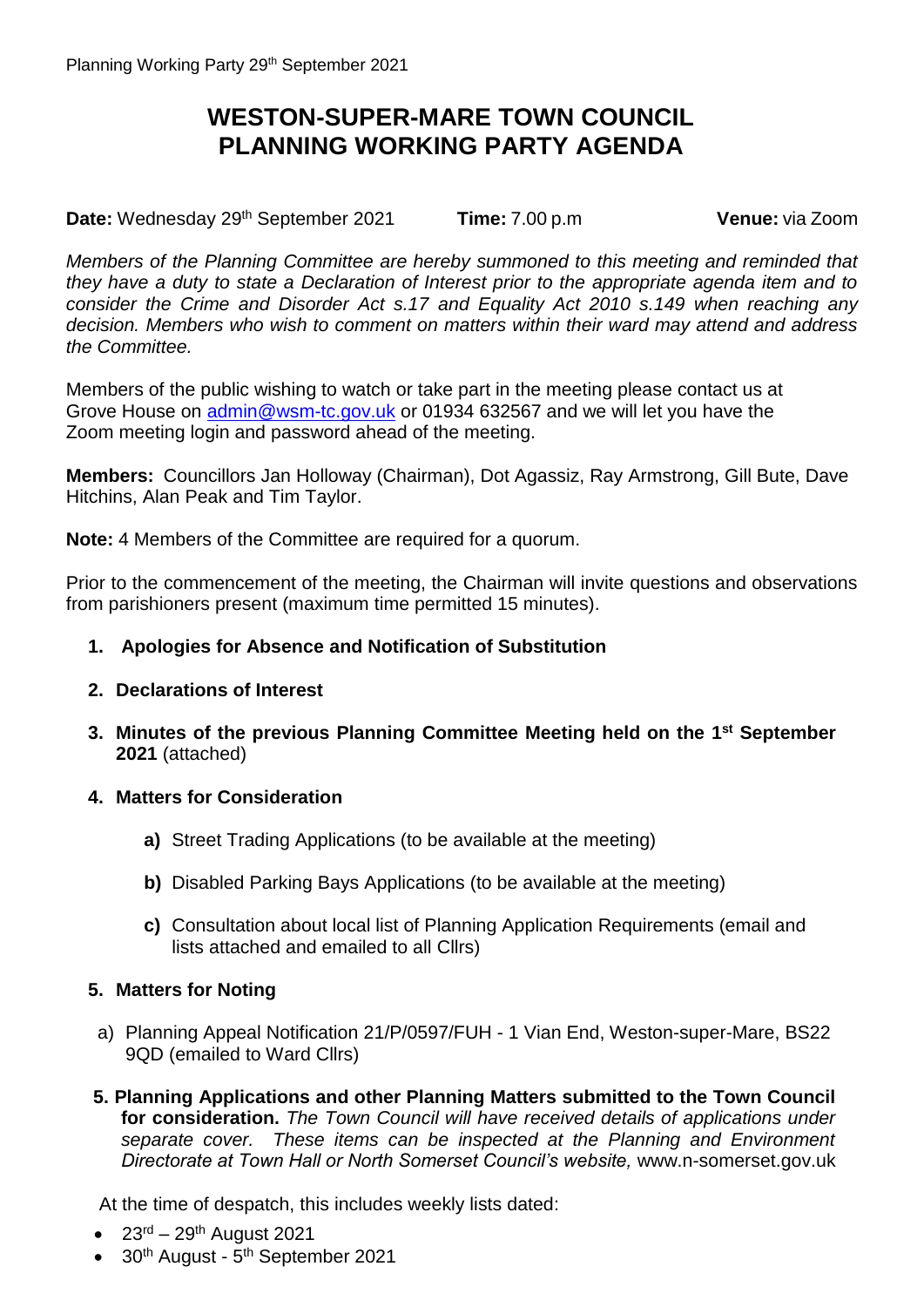# WESTON-SUPER-MARE TOWN COUNCIL
# PLANNING WORKING PARTY AGENDA

**Date:** Wednesday 29th September 2021 **Time:** 7.00 p.m **Venue:** via Zoom

*Members of the Planning Committee are hereby summoned to this meeting and reminded that they have a duty to state a Declaration of Interest prior to the appropriate agenda item and to consider the Crime and Disorder Act s.17 and Equality Act 2010 s.149 when reaching any decision. Members who wish to comment on matters within their ward may attend and address the Committee.*

Members of the public wishing to watch or take part in the meeting please contact us at Grove House on admin@wsm-tc.gov.uk or 01934 632567 and we will let you have the Zoom meeting login and password ahead of the meeting.

**Members:** Councillors Jan Holloway (Chairman), Dot Agassiz, Ray Armstrong, Gill Bute, Dave Hitchins, Alan Peak and Tim Taylor.

**Note:** 4 Members of the Committee are required for a quorum.

Prior to the commencement of the meeting, the Chairman will invite questions and observations from parishioners present (maximum time permitted 15 minutes).

1. **Apologies for Absence and Notification of Substitution**

2. **Declarations of Interest**

3. **Minutes of the previous Planning Committee Meeting held on the 1st September 2021** (attached)

4. **Matters for Consideration**

   **a)** Street Trading Applications (to be available at the meeting)

   **b)** Disabled Parking Bays Applications (to be available at the meeting)

   **c)** Consultation about local list of Planning Application Requirements (email and lists attached and emailed to all Cllrs)

5. **Matters for Noting**

   a) Planning Appeal Notification 21/P/0597/FUH - 1 Vian End, Weston-super-Mare, BS22 9QD (emailed to Ward Cllrs)

5. **Planning Applications and other Planning Matters submitted to the Town Council for consideration.** *The Town Council will have received details of applications under separate cover. These items can be inspected at the Planning and Environment Directorate at Town Hall or North Somerset Council's website,* www.n-somerset.gov.uk

At the time of despatch, this includes weekly lists dated:

- 23rd – 29th August 2021
- 30th August - 5th September 2021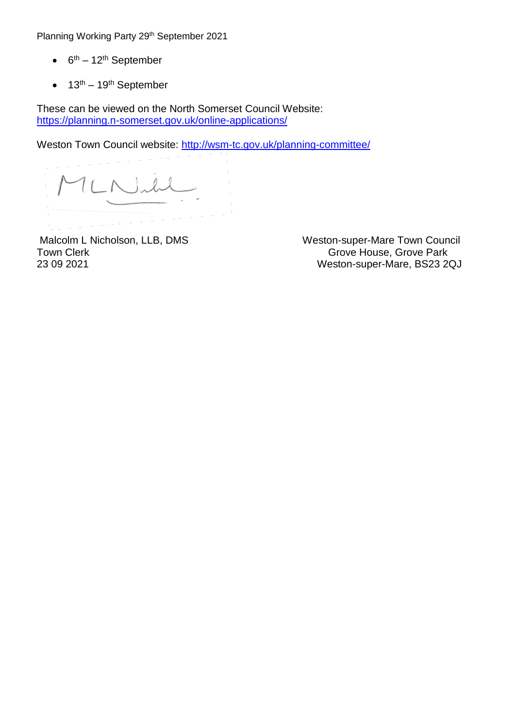- 6th – 12th September
- 13th – 19th September

These can be viewed on the North Somerset Council Website: https://planning.n-somerset.gov.uk/online-applications/

Weston Town Council website: http://wsm-tc.gov.uk/planning-committee/

Malcolm L Nicholson, LLB, DMS
Town Clerk
23 09 2021

Weston-super-Mare Town Council
Grove House, Grove Park
Weston-super-Mare, BS23 2QJ